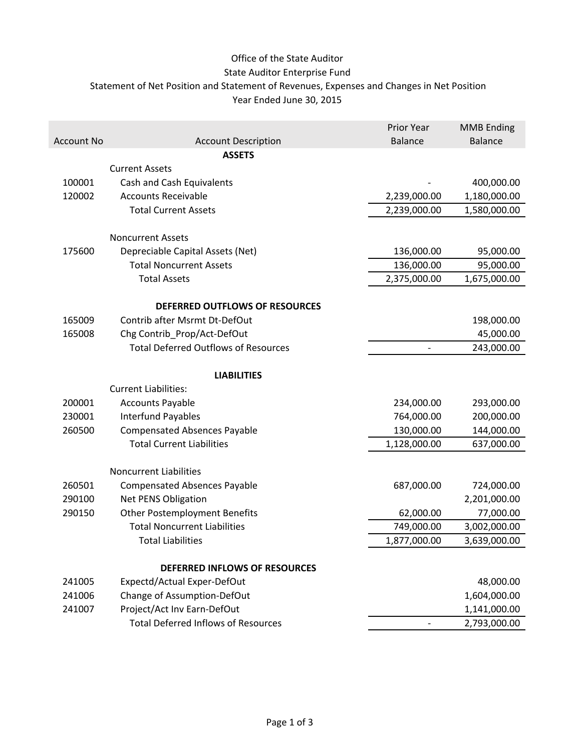# Office of the State Auditor
## State Auditor Enterprise Fund
### Statement of Net Position and Statement of Revenues, Expenses and Changes in Net Position
### Year Ended June 30, 2015

| Account No | Account Description | Prior Year Balance | MMB Ending Balance |
|---|---|---|---|
| | **ASSETS** | | |
| | Current Assets | | |
| 100001 | Cash and Cash Equivalents | - | 400,000.00 |
| 120002 | Accounts Receivable | 2,239,000.00 | 1,180,000.00 |
| | Total Current Assets | 2,239,000.00 | 1,580,000.00 |
| | Noncurrent Assets | | |
| 175600 | Depreciable Capital Assets (Net) | 136,000.00 | 95,000.00 |
| | Total Noncurrent Assets | 136,000.00 | 95,000.00 |
| | Total Assets | 2,375,000.00 | 1,675,000.00 |
| | **DEFERRED OUTFLOWS OF RESOURCES** | | |
| 165009 | Contrib after Msrmt Dt-DefOut | | 198,000.00 |
| 165008 | Chg Contrib_Prop/Act-DefOut | | 45,000.00 |
| | Total Deferred Outflows of Resources | - | 243,000.00 |
| | **LIABILITIES** | | |
| | Current Liabilities: | | |
| 200001 | Accounts Payable | 234,000.00 | 293,000.00 |
| 230001 | Interfund Payables | 764,000.00 | 200,000.00 |
| 260500 | Compensated Absences Payable | 130,000.00 | 144,000.00 |
| | Total Current Liabilities | 1,128,000.00 | 637,000.00 |
| | Noncurrent Liabilities | | |
| 260501 | Compensated Absences Payable | 687,000.00 | 724,000.00 |
| 290100 | Net PENS Obligation | | 2,201,000.00 |
| 290150 | Other Postemployment Benefits | 62,000.00 | 77,000.00 |
| | Total Noncurrent Liabilities | 749,000.00 | 3,002,000.00 |
| | Total Liabilities | 1,877,000.00 | 3,639,000.00 |
| | **DEFERRED INFLOWS OF RESOURCES** | | |
| 241005 | Expectd/Actual Exper-DefOut | | 48,000.00 |
| 241006 | Change of Assumption-DefOut | | 1,604,000.00 |
| 241007 | Project/Act Inv Earn-DefOut | | 1,141,000.00 |
| | Total Deferred Inflows of Resources | - | 2,793,000.00 |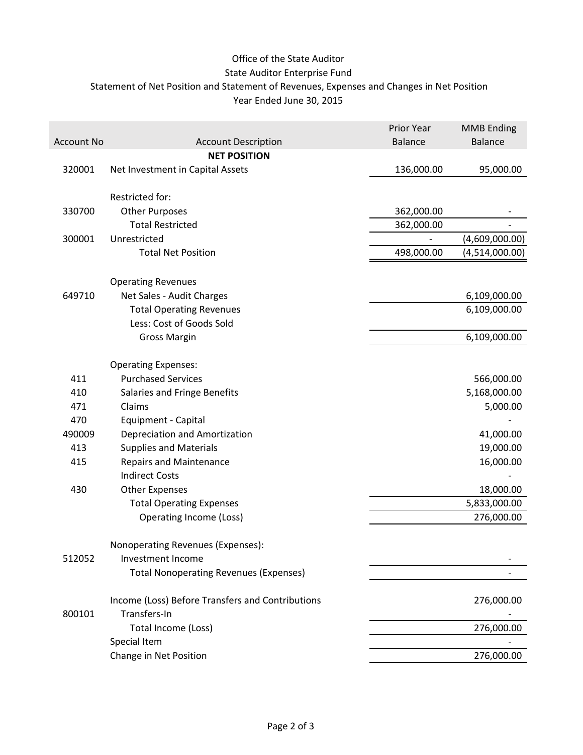Office of the State Auditor
State Auditor Enterprise Fund
Statement of Net Position and Statement of Revenues, Expenses and Changes in Net Position
Year Ended June 30, 2015

| Account No | Account Description | Prior Year Balance | MMB Ending Balance |
|---|---|---|---|
| | **NET POSITION** | | |
| 320001 | Net Investment in Capital Assets | 136,000.00 | 95,000.00 |
| | | | |
| | Restricted for: | | |
| 330700 | Other Purposes | 362,000.00 | - |
| | Total Restricted | 362,000.00 | - |
| 300001 | Unrestricted | - | (4,609,000.00) |
| | Total Net Position | 498,000.00 | (4,514,000.00) |
| | | | |
| | Operating Revenues | | |
| 649710 | Net Sales - Audit Charges | | 6,109,000.00 |
| | Total Operating Revenues | | 6,109,000.00 |
| | Less: Cost of Goods Sold | | |
| | Gross Margin | | 6,109,000.00 |
| | | | |
| | Operating Expenses: | | |
| 411 | Purchased Services | | 566,000.00 |
| 410 | Salaries and Fringe Benefits | | 5,168,000.00 |
| 471 | Claims | | 5,000.00 |
| 470 | Equipment - Capital | | - |
| 490009 | Depreciation and Amortization | | 41,000.00 |
| 413 | Supplies and Materials | | 19,000.00 |
| 415 | Repairs and Maintenance | | 16,000.00 |
| | Indirect Costs | | - |
| 430 | Other Expenses | | 18,000.00 |
| | Total Operating Expenses | | 5,833,000.00 |
| | Operating Income (Loss) | | 276,000.00 |
| | | | |
| | Nonoperating Revenues (Expenses): | | |
| 512052 | Investment Income | | - |
| | Total Nonoperating Revenues (Expenses) | | - |
| | | | |
| | Income (Loss) Before Transfers and Contributions | | 276,000.00 |
| 800101 | Transfers-In | | - |
| | Total Income (Loss) | | 276,000.00 |
| | Special Item | | - |
| | Change in Net Position | | 276,000.00 |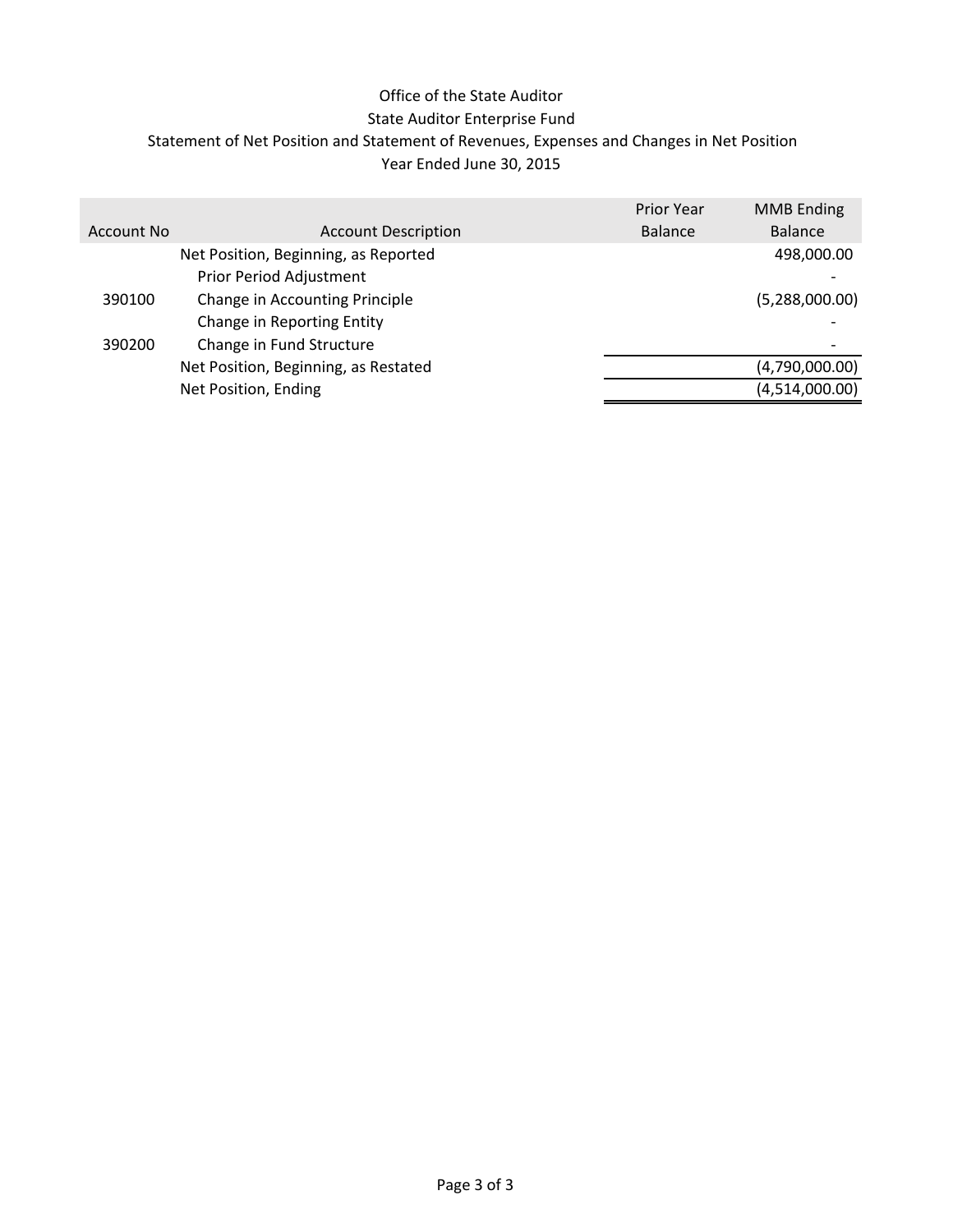Office of the State Auditor
State Auditor Enterprise Fund
Statement of Net Position and Statement of Revenues, Expenses and Changes in Net Position
Year Ended June 30, 2015

| Account No | Account Description | Prior Year Balance | MMB Ending Balance |
|---|---|---|---|
| | Net Position, Beginning, as Reported | | 498,000.00 |
| | Prior Period Adjustment | | - |
| 390100 | Change in Accounting Principle | | (5,288,000.00) |
| | Change in Reporting Entity | | - |
| 390200 | Change in Fund Structure | | - |
| | Net Position, Beginning, as Restated | | (4,790,000.00) |
| | Net Position, Ending | | (4,514,000.00) |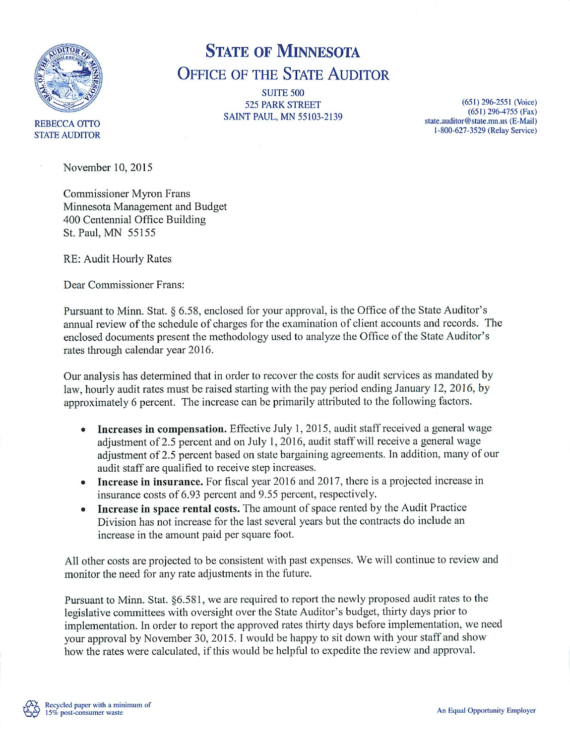# STATE OF MINNESOTA
## OFFICE OF THE STATE AUDITOR

REBECCA OTTO
STATE AUDITOR

SUITE 500
525 PARK STREET
SAINT PAUL, MN 55103-2139

(651) 296-2551 (Voice)
(651) 296-4755 (Fax)
state.auditor@state.mn.us (E-Mail)
1-800-627-3529 (Relay Service)

November 10, 2015

Commissioner Myron Frans
Minnesota Management and Budget
400 Centennial Office Building
St. Paul, MN 55155

RE: Audit Hourly Rates

Dear Commissioner Frans:

Pursuant to Minn. Stat. § 6.58, enclosed for your approval, is the Office of the State Auditor's annual review of the schedule of charges for the examination of client accounts and records. The enclosed documents present the methodology used to analyze the Office of the State Auditor's rates through calendar year 2016.

Our analysis has determined that in order to recover the costs for audit services as mandated by law, hourly audit rates must be raised starting with the pay period ending January 12, 2016, by approximately 6 percent. The increase can be primarily attributed to the following factors.

- **Increases in compensation.** Effective July 1, 2015, audit staff received a general wage adjustment of 2.5 percent and on July 1, 2016, audit staff will receive a general wage adjustment of 2.5 percent based on state bargaining agreements. In addition, many of our audit staff are qualified to receive step increases.
- **Increase in insurance.** For fiscal year 2016 and 2017, there is a projected increase in insurance costs of 6.93 percent and 9.55 percent, respectively.
- **Increase in space rental costs.** The amount of space rented by the Audit Practice Division has not increase for the last several years but the contracts do include an increase in the amount paid per square foot.

All other costs are projected to be consistent with past expenses. We will continue to review and monitor the need for any rate adjustments in the future.

Pursuant to Minn. Stat. §6.581, we are required to report the newly proposed audit rates to the legislative committees with oversight over the State Auditor's budget, thirty days prior to implementation. In order to report the approved rates thirty days before implementation, we need your approval by November 30, 2015. I would be happy to sit down with your staff and show how the rates were calculated, if this would be helpful to expedite the review and approval.

Recycled paper with a minimum of 15% post-consumer waste

An Equal Opportunity Employer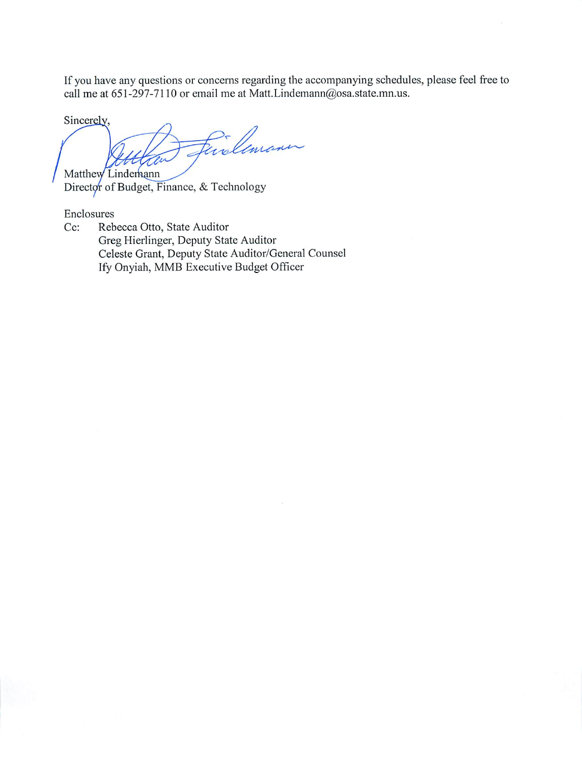If you have any questions or concerns regarding the accompanying schedules, please feel free to call me at 651-297-7110 or email me at Matt.Lindemann@osa.state.mn.us.

Sincerely,

Matthew Lindemann
Director of Budget, Finance, & Technology

Enclosures

Cc: Rebecca Otto, State Auditor
Greg Hierlinger, Deputy State Auditor
Celeste Grant, Deputy State Auditor/General Counsel
Ify Onyiah, MMB Executive Budget Officer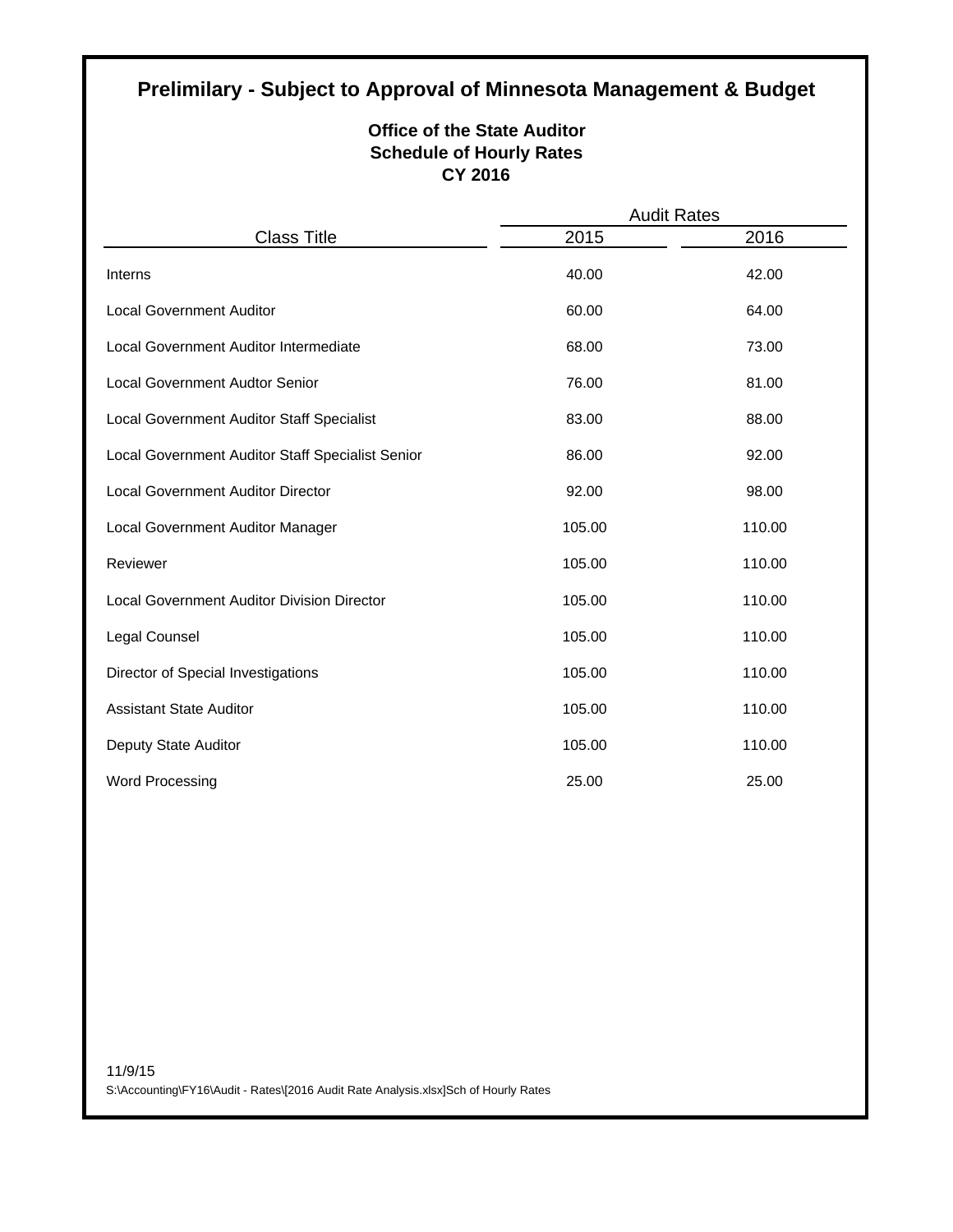# Prelimilary - Subject to Approval of Minnesota Management & Budget

## Office of the State Auditor
## Schedule of Hourly Rates
## CY 2016

| Class Title | Audit Rates 2015 | Audit Rates 2016 |
|---|---|---|
| Interns | 40.00 | 42.00 |
| Local Government Auditor | 60.00 | 64.00 |
| Local Government Auditor Intermediate | 68.00 | 73.00 |
| Local Government Audtor Senior | 76.00 | 81.00 |
| Local Government Auditor Staff Specialist | 83.00 | 88.00 |
| Local Government Auditor Staff Specialist Senior | 86.00 | 92.00 |
| Local Government Auditor Director | 92.00 | 98.00 |
| Local Government Auditor Manager | 105.00 | 110.00 |
| Reviewer | 105.00 | 110.00 |
| Local Government Auditor Division Director | 105.00 | 110.00 |
| Legal Counsel | 105.00 | 110.00 |
| Director of Special Investigations | 105.00 | 110.00 |
| Assistant State Auditor | 105.00 | 110.00 |
| Deputy State Auditor | 105.00 | 110.00 |
| Word Processing | 25.00 | 25.00 |

11/9/15
S:\Accounting\FY16\Audit - Rates\[2016 Audit Rate Analysis.xlsx]Sch of Hourly Rates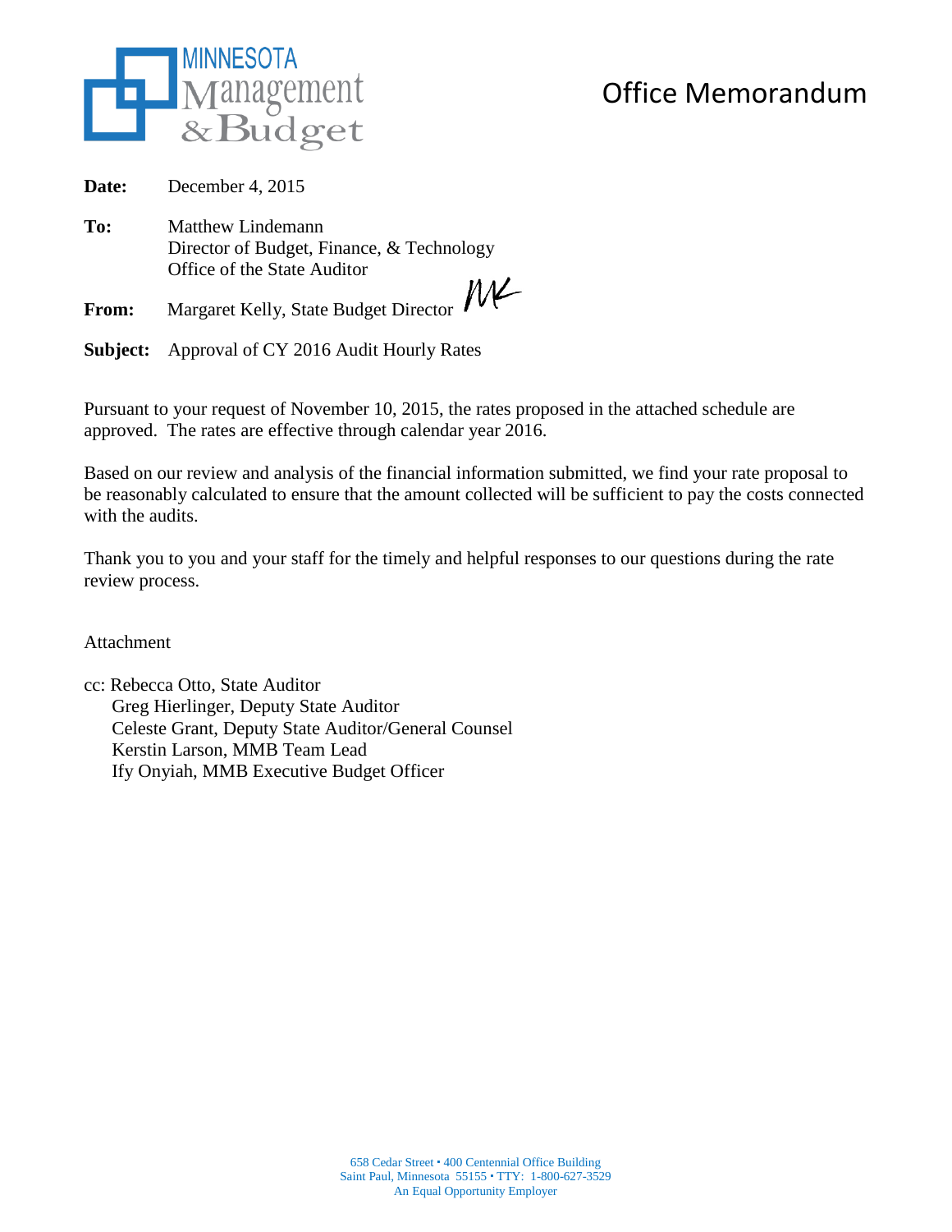MINNESOTA Management & Budget

# Office Memorandum

**Date:** December 4, 2015

**To:** Matthew Lindemann
Director of Budget, Finance, & Technology
Office of the State Auditor

**From:** Margaret Kelly, State Budget Director

**Subject:** Approval of CY 2016 Audit Hourly Rates

Pursuant to your request of November 10, 2015, the rates proposed in the attached schedule are approved. The rates are effective through calendar year 2016.

Based on our review and analysis of the financial information submitted, we find your rate proposal to be reasonably calculated to ensure that the amount collected will be sufficient to pay the costs connected with the audits.

Thank you to you and your staff for the timely and helpful responses to our questions during the rate review process.

Attachment

cc: Rebecca Otto, State Auditor
Greg Hierlinger, Deputy State Auditor
Celeste Grant, Deputy State Auditor/General Counsel
Kerstin Larson, MMB Team Lead
Ify Onyiah, MMB Executive Budget Officer

658 Cedar Street • 400 Centennial Office Building
Saint Paul, Minnesota 55155 • TTY: 1-800-627-3529
An Equal Opportunity Employer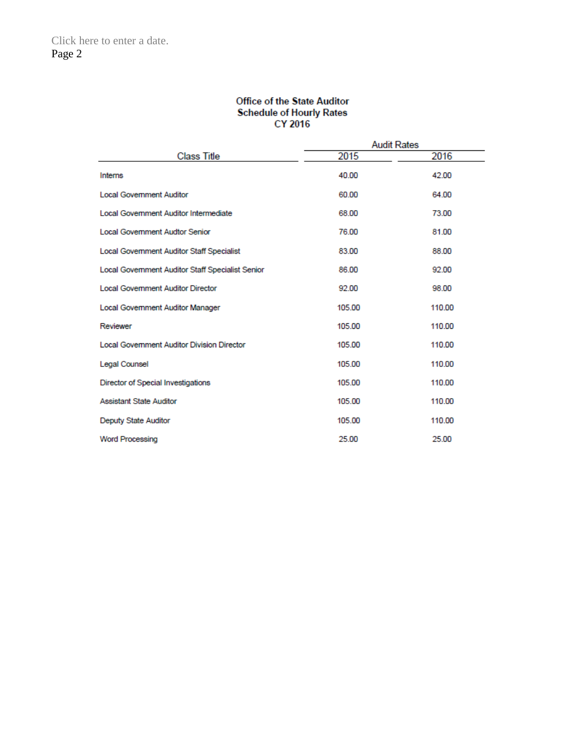Click here to enter a date.

**Office of the State Auditor**
**Schedule of Hourly Rates**
**CY 2016**

| Class Title | Audit Rates 2015 | Audit Rates 2016 |
|---|---|---|
| Interns | 40.00 | 42.00 |
| Local Government Auditor | 60.00 | 64.00 |
| Local Government Auditor Intermediate | 68.00 | 73.00 |
| Local Government Audtor Senior | 76.00 | 81.00 |
| Local Government Auditor Staff Specialist | 83.00 | 88.00 |
| Local Government Auditor Staff Specialist Senior | 86.00 | 92.00 |
| Local Government Auditor Director | 92.00 | 98.00 |
| Local Government Auditor Manager | 105.00 | 110.00 |
| Reviewer | 105.00 | 110.00 |
| Local Government Auditor Division Director | 105.00 | 110.00 |
| Legal Counsel | 105.00 | 110.00 |
| Director of Special Investigations | 105.00 | 110.00 |
| Assistant State Auditor | 105.00 | 110.00 |
| Deputy State Auditor | 105.00 | 110.00 |
| Word Processing | 25.00 | 25.00 |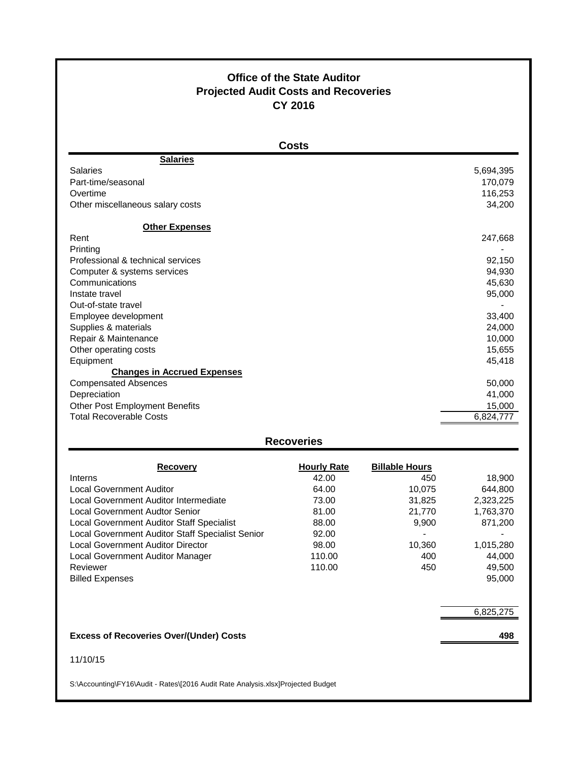# Office of the State Auditor
## Projected Audit Costs and Recoveries
## CY 2016

### Costs

| | |
|---|---|
| **Salaries** | |
| Salaries | 5,694,395 |
| Part-time/seasonal | 170,079 |
| Overtime | 116,253 |
| Other miscellaneous salary costs | 34,200 |
| **Other Expenses** | |
| Rent | 247,668 |
| Printing | - |
| Professional & technical services | 92,150 |
| Computer & systems services | 94,930 |
| Communications | 45,630 |
| Instate travel | 95,000 |
| Out-of-state travel | - |
| Employee development | 33,400 |
| Supplies & materials | 24,000 |
| Repair & Maintenance | 10,000 |
| Other operating costs | 15,655 |
| Equipment | 45,418 |
| **Changes in Accrued Expenses** | |
| Compensated Absences | 50,000 |
| Depreciation | 41,000 |
| Other Post Employment Benefits | 15,000 |
| Total Recoverable Costs | 6,824,777 |

### Recoveries

| Recovery | Hourly Rate | Billable Hours | |
|---|---|---|---|
| Interns | 42.00 | 450 | 18,900 |
| Local Government Auditor | 64.00 | 10,075 | 644,800 |
| Local Government Auditor Intermediate | 73.00 | 31,825 | 2,323,225 |
| Local Government Audtor Senior | 81.00 | 21,770 | 1,763,370 |
| Local Government Auditor Staff Specialist | 88.00 | 9,900 | 871,200 |
| Local Government Auditor Staff Specialist Senior | 92.00 | - | - |
| Local Government Auditor Director | 98.00 | 10,360 | 1,015,280 |
| Local Government Auditor Manager | 110.00 | 400 | 44,000 |
| Reviewer | 110.00 | 450 | 49,500 |
| Billed Expenses | | | 95,000 |
| | | | 6,825,275 |
| **Excess of Recoveries Over/(Under) Costs** | | | **498** |

11/10/15

S:\Accounting\FY16\Audit - Rates\[2016 Audit Rate Analysis.xlsx]Projected Budget